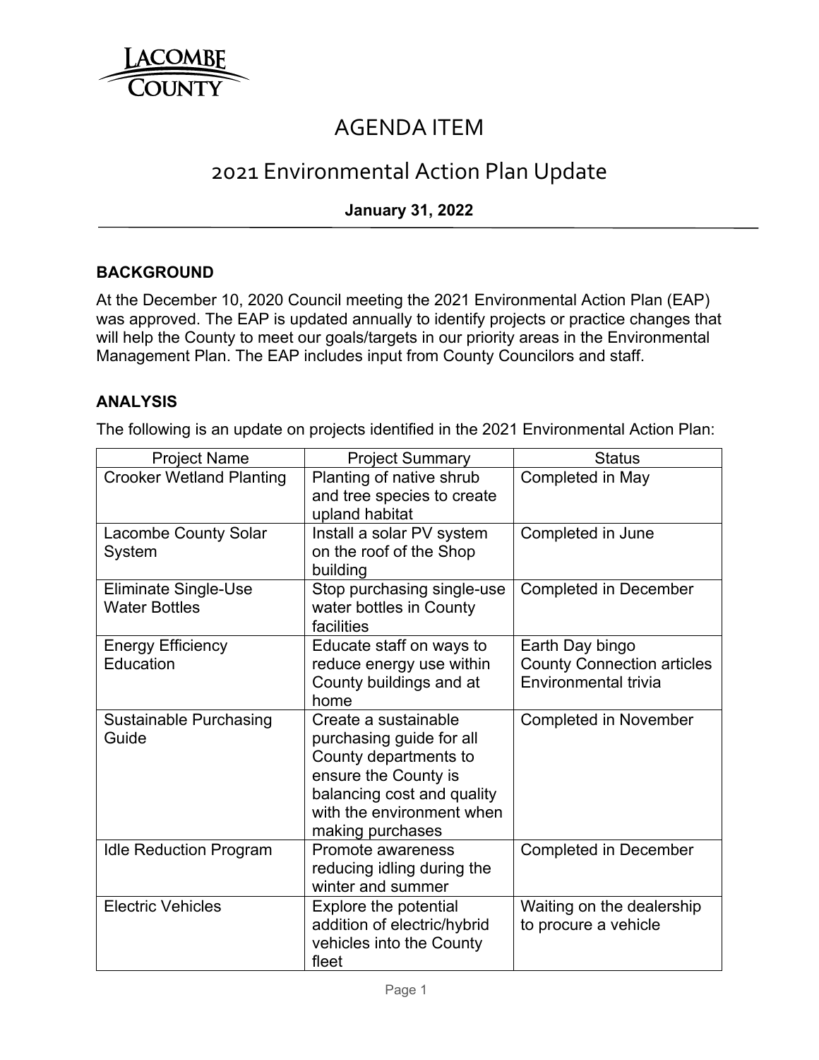LACOMBE COUNTY

# AGENDA ITEM

## 2021 Environmental Action Plan Update

**January 31, 2022**

### BACKGROUND

At the December 10, 2020 Council meeting the 2021 Environmental Action Plan (EAP) was approved. The EAP is updated annually to identify projects or practice changes that will help the County to meet our goals/targets in our priority areas in the Environmental Management Plan. The EAP includes input from County Councilors and staff.

### ANALYSIS

The following is an update on projects identified in the 2021 Environmental Action Plan:

| Project Name | Project Summary | Status |
|---|---|---|
| Crooker Wetland Planting | Planting of native shrub and tree species to create upland habitat | Completed in May |
| Lacombe County Solar System | Install a solar PV system on the roof of the Shop building | Completed in June |
| Eliminate Single-Use Water Bottles | Stop purchasing single-use water bottles in County facilities | Completed in December |
| Energy Efficiency Education | Educate staff on ways to reduce energy use within County buildings and at home | Earth Day bingo<br>County Connection articles<br>Environmental trivia |
| Sustainable Purchasing Guide | Create a sustainable purchasing guide for all County departments to ensure the County is balancing cost and quality with the environment when making purchases | Completed in November |
| Idle Reduction Program | Promote awareness reducing idling during the winter and summer | Completed in December |
| Electric Vehicles | Explore the potential addition of electric/hybrid vehicles into the County fleet | Waiting on the dealership to procure a vehicle |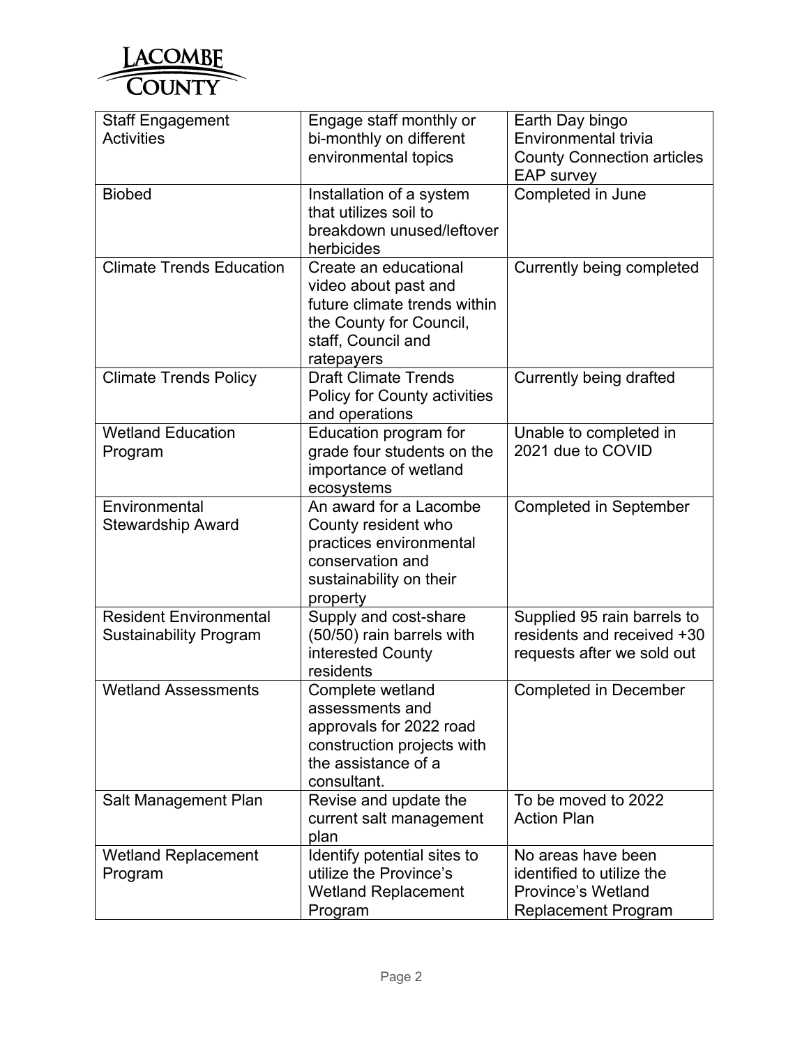| Staff Engagement Activities | Engage staff monthly or bi-monthly on different environmental topics | Earth Day bingo<br>Environmental trivia<br>County Connection articles<br>EAP survey |
|---|---|---|
| Biobed | Installation of a system that utilizes soil to breakdown unused/leftover herbicides | Completed in June |
| Climate Trends Education | Create an educational video about past and future climate trends within the County for Council, staff, Council and ratepayers | Currently being completed |
| Climate Trends Policy | Draft Climate Trends Policy for County activities and operations | Currently being drafted |
| Wetland Education Program | Education program for grade four students on the importance of wetland ecosystems | Unable to completed in 2021 due to COVID |
| Environmental Stewardship Award | An award for a Lacombe County resident who practices environmental conservation and sustainability on their property | Completed in September |
| Resident Environmental Sustainability Program | Supply and cost-share (50/50) rain barrels with interested County residents | Supplied 95 rain barrels to residents and received +30 requests after we sold out |
| Wetland Assessments | Complete wetland assessments and approvals for 2022 road construction projects with the assistance of a consultant. | Completed in December |
| Salt Management Plan | Revise and update the current salt management plan | To be moved to 2022 Action Plan |
| Wetland Replacement Program | Identify potential sites to utilize the Province's Wetland Replacement Program | No areas have been identified to utilize the Province's Wetland Replacement Program |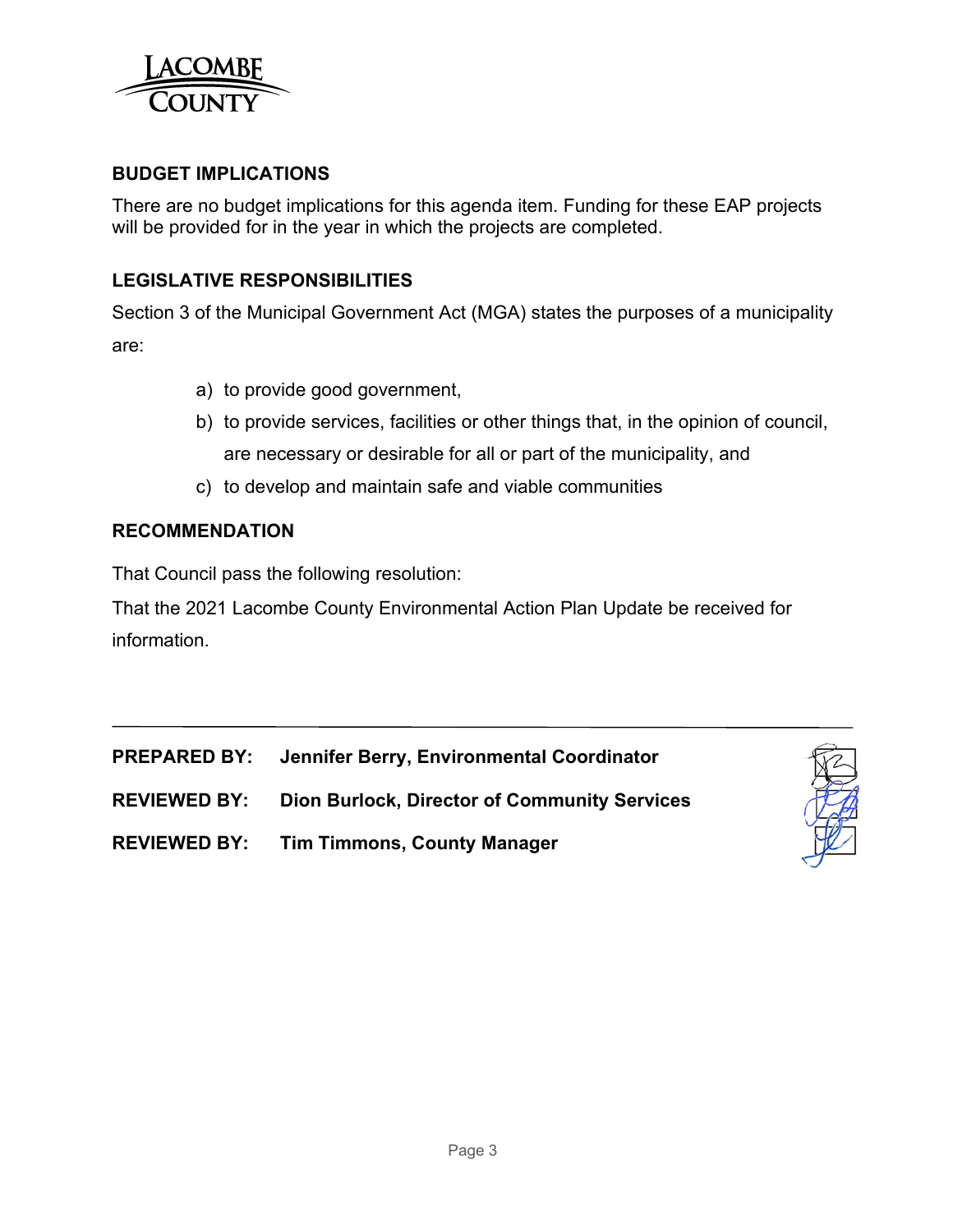LACOMBE COUNTY

## BUDGET IMPLICATIONS

There are no budget implications for this agenda item. Funding for these EAP projects will be provided for in the year in which the projects are completed.

## LEGISLATIVE RESPONSIBILITIES

Section 3 of the Municipal Government Act (MGA) states the purposes of a municipality are:

a) to provide good government,

b) to provide services, facilities or other things that, in the opinion of council, are necessary or desirable for all or part of the municipality, and

c) to develop and maintain safe and viable communities

## RECOMMENDATION

That Council pass the following resolution:

That the 2021 Lacombe County Environmental Action Plan Update be received for information.

---

**PREPARED BY:** **Jennifer Berry, Environmental Coordinator**

**REVIEWED BY:** **Dion Burlock, Director of Community Services**

**REVIEWED BY:** **Tim Timmons, County Manager**